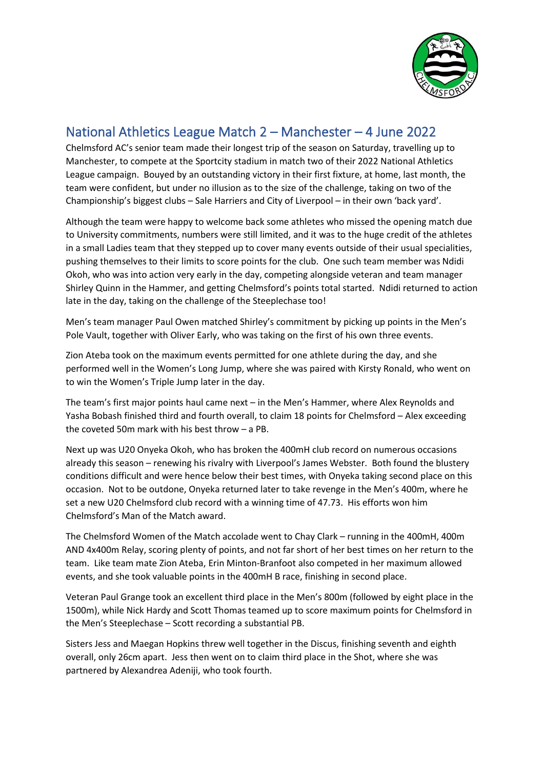# National Athletics League Match 2 – Manchester – 4 June 2022

Chelmsford AC's senior team made their longest trip of the season on Saturday, travelling up to Manchester, to compete at the Sportcity stadium in match two of their 2022 National Athletics League campaign. Bouyed by an outstanding victory in their first fixture, at home, last month, the team were confident, but under no illusion as to the size of the challenge, taking on two of the Championship's biggest clubs – Sale Harriers and City of Liverpool – in their own 'back yard'.

Although the team were happy to welcome back some athletes who missed the opening match due to University commitments, numbers were still limited, and it was to the huge credit of the athletes in a small Ladies team that they stepped up to cover many events outside of their usual specialities, pushing themselves to their limits to score points for the club. One such team member was Ndidi Okoh, who was into action very early in the day, competing alongside veteran and team manager Shirley Quinn in the Hammer, and getting Chelmsford's points total started. Ndidi returned to action late in the day, taking on the challenge of the Steeplechase too!

Men's team manager Paul Owen matched Shirley's commitment by picking up points in the Men's Pole Vault, together with Oliver Early, who was taking on the first of his own three events.

Zion Ateba took on the maximum events permitted for one athlete during the day, and she performed well in the Women's Long Jump, where she was paired with Kirsty Ronald, who went on to win the Women's Triple Jump later in the day.

The team's first major points haul came next – in the Men's Hammer, where Alex Reynolds and Yasha Bobash finished third and fourth overall, to claim 18 points for Chelmsford – Alex exceeding the coveted 50m mark with his best throw – a PB.

Next up was U20 Onyeka Okoh, who has broken the 400mH club record on numerous occasions already this season – renewing his rivalry with Liverpool's James Webster. Both found the blustery conditions difficult and were hence below their best times, with Onyeka taking second place on this occasion. Not to be outdone, Onyeka returned later to take revenge in the Men's 400m, where he set a new U20 Chelmsford club record with a winning time of 47.73. His efforts won him Chelmsford's Man of the Match award.

The Chelmsford Women of the Match accolade went to Chay Clark – running in the 400mH, 400m AND 4x400m Relay, scoring plenty of points, and not far short of her best times on her return to the team. Like team mate Zion Ateba, Erin Minton-Branfoot also competed in her maximum allowed events, and she took valuable points in the 400mH B race, finishing in second place.

Veteran Paul Grange took an excellent third place in the Men's 800m (followed by eight place in the 1500m), while Nick Hardy and Scott Thomas teamed up to score maximum points for Chelmsford in the Men's Steeplechase – Scott recording a substantial PB.

Sisters Jess and Maegan Hopkins threw well together in the Discus, finishing seventh and eighth overall, only 26cm apart. Jess then went on to claim third place in the Shot, where she was partnered by Alexandrea Adeniji, who took fourth.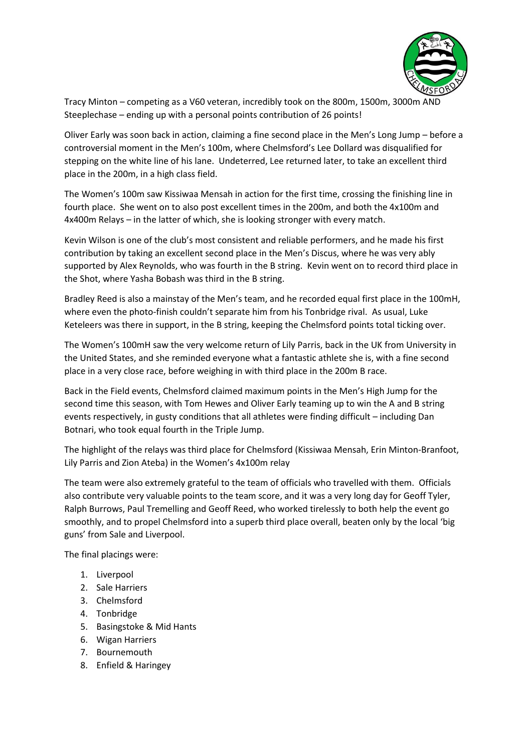Tracy Minton – competing as a V60 veteran, incredibly took on the 800m, 1500m, 3000m AND Steeplechase – ending up with a personal points contribution of 26 points!

Oliver Early was soon back in action, claiming a fine second place in the Men's Long Jump – before a controversial moment in the Men's 100m, where Chelmsford's Lee Dollard was disqualified for stepping on the white line of his lane. Undeterred, Lee returned later, to take an excellent third place in the 200m, in a high class field.

The Women's 100m saw Kissiwaa Mensah in action for the first time, crossing the finishing line in fourth place. She went on to also post excellent times in the 200m, and both the 4x100m and 4x400m Relays – in the latter of which, she is looking stronger with every match.

Kevin Wilson is one of the club's most consistent and reliable performers, and he made his first contribution by taking an excellent second place in the Men's Discus, where he was very ably supported by Alex Reynolds, who was fourth in the B string. Kevin went on to record third place in the Shot, where Yasha Bobash was third in the B string.

Bradley Reed is also a mainstay of the Men's team, and he recorded equal first place in the 100mH, where even the photo-finish couldn't separate him from his Tonbridge rival. As usual, Luke Keteleers was there in support, in the B string, keeping the Chelmsford points total ticking over.

The Women's 100mH saw the very welcome return of Lily Parris, back in the UK from University in the United States, and she reminded everyone what a fantastic athlete she is, with a fine second place in a very close race, before weighing in with third place in the 200m B race.

Back in the Field events, Chelmsford claimed maximum points in the Men's High Jump for the second time this season, with Tom Hewes and Oliver Early teaming up to win the A and B string events respectively, in gusty conditions that all athletes were finding difficult – including Dan Botnari, who took equal fourth in the Triple Jump.

The highlight of the relays was third place for Chelmsford (Kissiwaa Mensah, Erin Minton-Branfoot, Lily Parris and Zion Ateba) in the Women's 4x100m relay

The team were also extremely grateful to the team of officials who travelled with them. Officials also contribute very valuable points to the team score, and it was a very long day for Geoff Tyler, Ralph Burrows, Paul Tremelling and Geoff Reed, who worked tirelessly to both help the event go smoothly, and to propel Chelmsford into a superb third place overall, beaten only by the local 'big guns' from Sale and Liverpool.

The final placings were:

1. Liverpool
2. Sale Harriers
3. Chelmsford
4. Tonbridge
5. Basingstoke & Mid Hants
6. Wigan Harriers
7. Bournemouth
8. Enfield & Haringey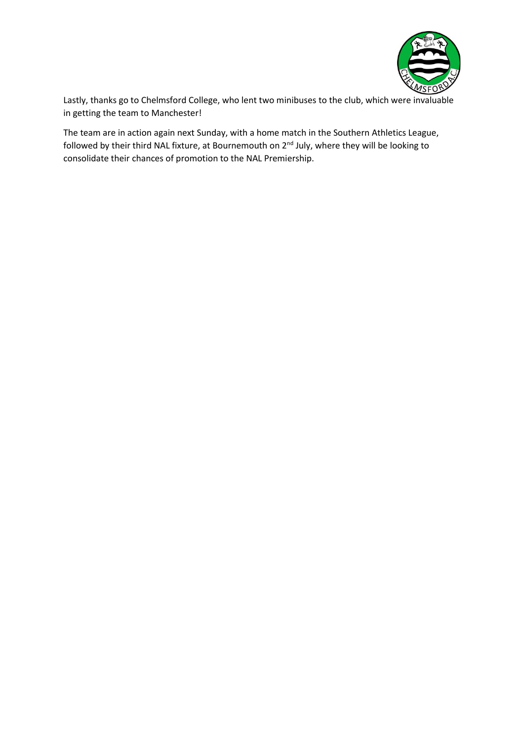Lastly, thanks go to Chelmsford College, who lent two minibuses to the club, which were invaluable in getting the team to Manchester!

The team are in action again next Sunday, with a home match in the Southern Athletics League, followed by their third NAL fixture, at Bournemouth on 2nd July, where they will be looking to consolidate their chances of promotion to the NAL Premiership.